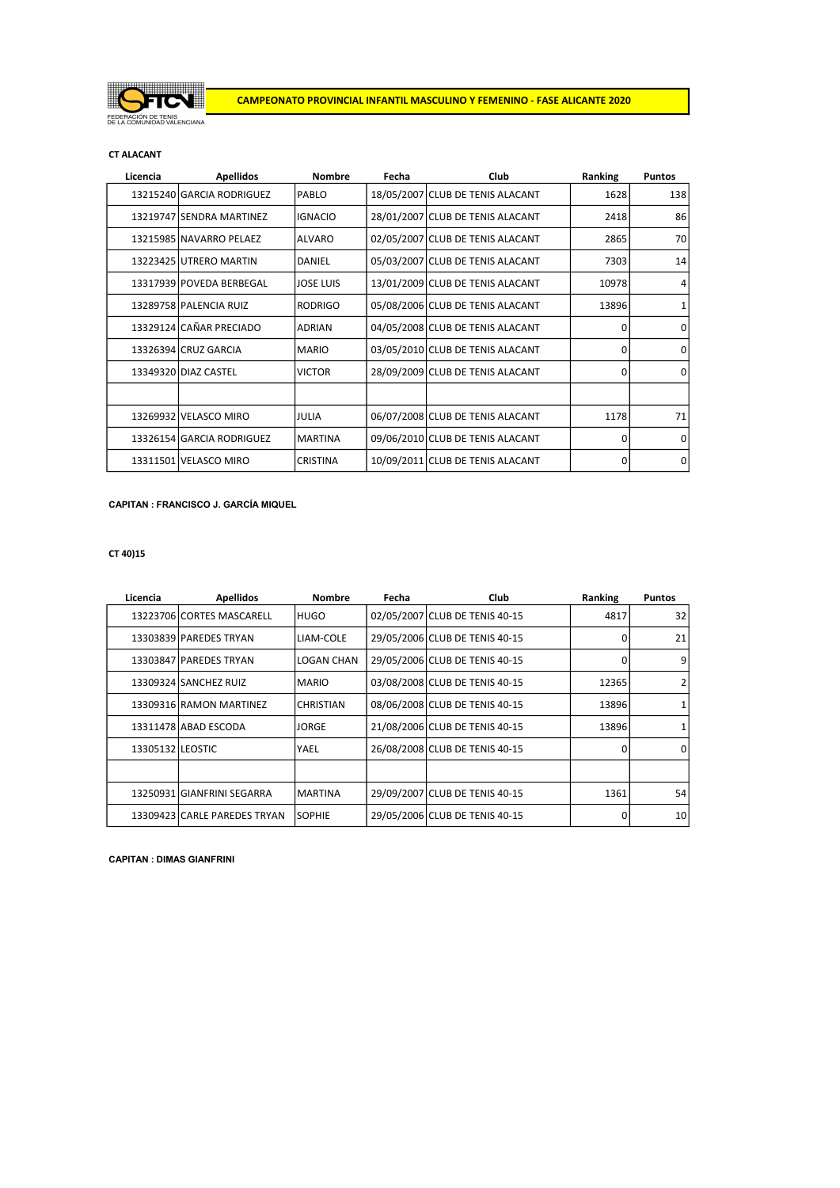FTCV

FEDERACIÓN DE TENIS DE LA COMUNIDAD VALENCIANA

# CAMPEONATO PROVINCIAL INFANTIL MASCULINO Y FEMENINO - FASE ALICANTE 2020

**CT ALACANT**

| Licencia | Apellidos | Nombre | Fecha | Club | Ranking | Puntos |
|---|---|---|---|---|---|---|
| 13215240 | GARCIA RODRIGUEZ | PABLO | 18/05/2007 | CLUB DE TENIS ALACANT | 1628 | 138 |
| 13219747 | SENDRA MARTINEZ | IGNACIO | 28/01/2007 | CLUB DE TENIS ALACANT | 2418 | 86 |
| 13215985 | NAVARRO PELAEZ | ALVARO | 02/05/2007 | CLUB DE TENIS ALACANT | 2865 | 70 |
| 13223425 | UTRERO MARTIN | DANIEL | 05/03/2007 | CLUB DE TENIS ALACANT | 7303 | 14 |
| 13317939 | POVEDA BERBEGAL | JOSE LUIS | 13/01/2009 | CLUB DE TENIS ALACANT | 10978 | 4 |
| 13289758 | PALENCIA RUIZ | RODRIGO | 05/08/2006 | CLUB DE TENIS ALACANT | 13896 | 1 |
| 13329124 | CAÑAR PRECIADO | ADRIAN | 04/05/2008 | CLUB DE TENIS ALACANT | 0 | 0 |
| 13326394 | CRUZ GARCIA | MARIO | 03/05/2010 | CLUB DE TENIS ALACANT | 0 | 0 |
| 13349320 | DIAZ CASTEL | VICTOR | 28/09/2009 | CLUB DE TENIS ALACANT | 0 | 0 |
| | | | | | | |
| 13269932 | VELASCO MIRO | JULIA | 06/07/2008 | CLUB DE TENIS ALACANT | 1178 | 71 |
| 13326154 | GARCIA RODRIGUEZ | MARTINA | 09/06/2010 | CLUB DE TENIS ALACANT | 0 | 0 |
| 13311501 | VELASCO MIRO | CRISTINA | 10/09/2011 | CLUB DE TENIS ALACANT | 0 | 0 |

**CAPITAN : FRANCISCO J. GARCÍA MIQUEL**

**CT 40)15**

| Licencia | Apellidos | Nombre | Fecha | Club | Ranking | Puntos |
|---|---|---|---|---|---|---|
| 13223706 | CORTES MASCARELL | HUGO | 02/05/2007 | CLUB DE TENIS 40-15 | 4817 | 32 |
| 13303839 | PAREDES TRYAN | LIAM-COLE | 29/05/2006 | CLUB DE TENIS 40-15 | 0 | 21 |
| 13303847 | PAREDES TRYAN | LOGAN CHAN | 29/05/2006 | CLUB DE TENIS 40-15 | 0 | 9 |
| 13309324 | SANCHEZ RUIZ | MARIO | 03/08/2008 | CLUB DE TENIS 40-15 | 12365 | 2 |
| 13309316 | RAMON MARTINEZ | CHRISTIAN | 08/06/2008 | CLUB DE TENIS 40-15 | 13896 | 1 |
| 13311478 | ABAD ESCODA | JORGE | 21/08/2006 | CLUB DE TENIS 40-15 | 13896 | 1 |
| 13305132 | LEOSTIC | YAEL | 26/08/2008 | CLUB DE TENIS 40-15 | 0 | 0 |
| | | | | | | |
| 13250931 | GIANFRINI SEGARRA | MARTINA | 29/09/2007 | CLUB DE TENIS 40-15 | 1361 | 54 |
| 13309423 | CARLE PAREDES TRYAN | SOPHIE | 29/05/2006 | CLUB DE TENIS 40-15 | 0 | 10 |

**CAPITAN : DIMAS GIANFRINI**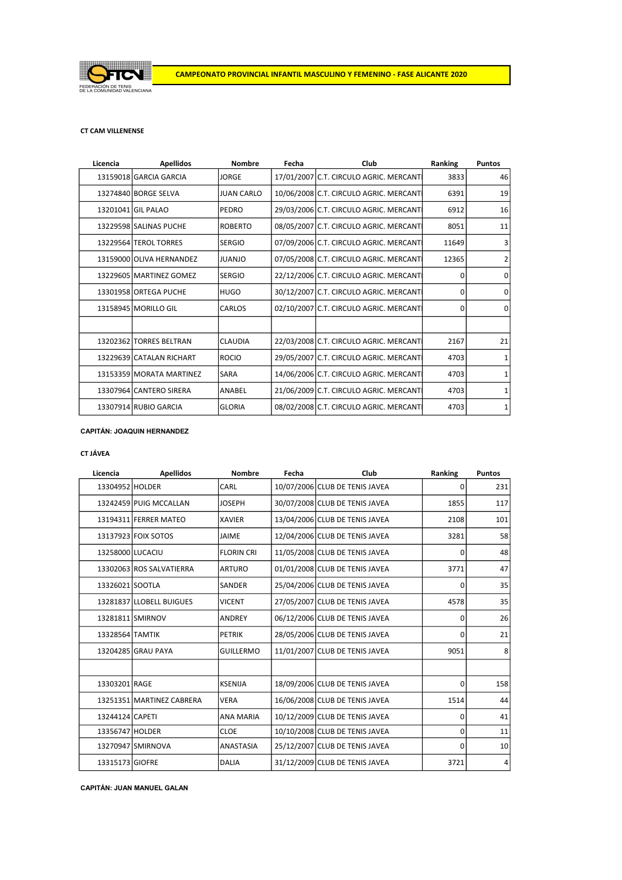**CAMPEONATO PROVINCIAL INFANTIL MASCULINO Y FEMENINO - FASE ALICANTE 2020**

FEDERACIÓN DE TENIS DE LA COMUNIDAD VALENCIANA

**CT CAM VILLENENSE**

| Licencia | Apellidos | Nombre | Fecha | Club | Ranking | Puntos |
|---|---|---|---|---|---|---|
| 13159018 | GARCIA GARCIA | JORGE | 17/01/2007 | C.T. CIRCULO AGRIC. MERCANT | 3833 | 46 |
| 13274840 | BORGE SELVA | JUAN CARLO | 10/06/2008 | C.T. CIRCULO AGRIC. MERCANT | 6391 | 19 |
| 13201041 | GIL PALAO | PEDRO | 29/03/2006 | C.T. CIRCULO AGRIC. MERCANT | 6912 | 16 |
| 13229598 | SALINAS PUCHE | ROBERTO | 08/05/2007 | C.T. CIRCULO AGRIC. MERCANT | 8051 | 11 |
| 13229564 | TEROL TORRES | SERGIO | 07/09/2006 | C.T. CIRCULO AGRIC. MERCANT | 11649 | 3 |
| 13159000 | OLIVA HERNANDEZ | JUANJO | 07/05/2008 | C.T. CIRCULO AGRIC. MERCANT | 12365 | 2 |
| 13229605 | MARTINEZ GOMEZ | SERGIO | 22/12/2006 | C.T. CIRCULO AGRIC. MERCANT | 0 | 0 |
| 13301958 | ORTEGA PUCHE | HUGO | 30/12/2007 | C.T. CIRCULO AGRIC. MERCANT | 0 | 0 |
| 13158945 | MORILLO GIL | CARLOS | 02/10/2007 | C.T. CIRCULO AGRIC. MERCANT | 0 | 0 |
| | | | | | | |
| 13202362 | TORRES BELTRAN | CLAUDIA | 22/03/2008 | C.T. CIRCULO AGRIC. MERCANT | 2167 | 21 |
| 13229639 | CATALAN RICHART | ROCIO | 29/05/2007 | C.T. CIRCULO AGRIC. MERCANT | 4703 | 1 |
| 13153359 | MORATA MARTINEZ | SARA | 14/06/2006 | C.T. CIRCULO AGRIC. MERCANT | 4703 | 1 |
| 13307964 | CANTERO SIRERA | ANABEL | 21/06/2009 | C.T. CIRCULO AGRIC. MERCANT | 4703 | 1 |
| 13307914 | RUBIO GARCIA | GLORIA | 08/02/2008 | C.T. CIRCULO AGRIC. MERCANT | 4703 | 1 |

**CAPITÁN: JOAQUIN HERNANDEZ**

**CT JÁVEA**

| Licencia | Apellidos | Nombre | Fecha | Club | Ranking | Puntos |
|---|---|---|---|---|---|---|
| 13304952 | HOLDER | CARL | 10/07/2006 | CLUB DE TENIS JAVEA | 0 | 231 |
| 13242459 | PUIG MCCALLAN | JOSEPH | 30/07/2008 | CLUB DE TENIS JAVEA | 1855 | 117 |
| 13194311 | FERRER MATEO | XAVIER | 13/04/2006 | CLUB DE TENIS JAVEA | 2108 | 101 |
| 13137923 | FOIX SOTOS | JAIME | 12/04/2006 | CLUB DE TENIS JAVEA | 3281 | 58 |
| 13258000 | LUCACIU | FLORIN CRI | 11/05/2008 | CLUB DE TENIS JAVEA | 0 | 48 |
| 13302063 | ROS SALVATIERRA | ARTURO | 01/01/2008 | CLUB DE TENIS JAVEA | 3771 | 47 |
| 13326021 | SOOTLA | SANDER | 25/04/2006 | CLUB DE TENIS JAVEA | 0 | 35 |
| 13281837 | LLOBELL BUIGUES | VICENT | 27/05/2007 | CLUB DE TENIS JAVEA | 4578 | 35 |
| 13281811 | SMIRNOV | ANDREY | 06/12/2006 | CLUB DE TENIS JAVEA | 0 | 26 |
| 13328564 | TAMTIK | PETRIK | 28/05/2006 | CLUB DE TENIS JAVEA | 0 | 21 |
| 13204285 | GRAU PAYA | GUILLERMO | 11/01/2007 | CLUB DE TENIS JAVEA | 9051 | 8 |
| | | | | | | |
| 13303201 | RAGE | KSENIJA | 18/09/2006 | CLUB DE TENIS JAVEA | 0 | 158 |
| 13251351 | MARTINEZ CABRERA | VERA | 16/06/2008 | CLUB DE TENIS JAVEA | 1514 | 44 |
| 13244124 | CAPETI | ANA MARIA | 10/12/2009 | CLUB DE TENIS JAVEA | 0 | 41 |
| 13356747 | HOLDER | CLOE | 10/10/2008 | CLUB DE TENIS JAVEA | 0 | 11 |
| 13270947 | SMIRNOVA | ANASTASIA | 25/12/2007 | CLUB DE TENIS JAVEA | 0 | 10 |
| 13315173 | GIOFRE | DALIA | 31/12/2009 | CLUB DE TENIS JAVEA | 3721 | 4 |

**CAPITÁN: JUAN MANUEL GALAN**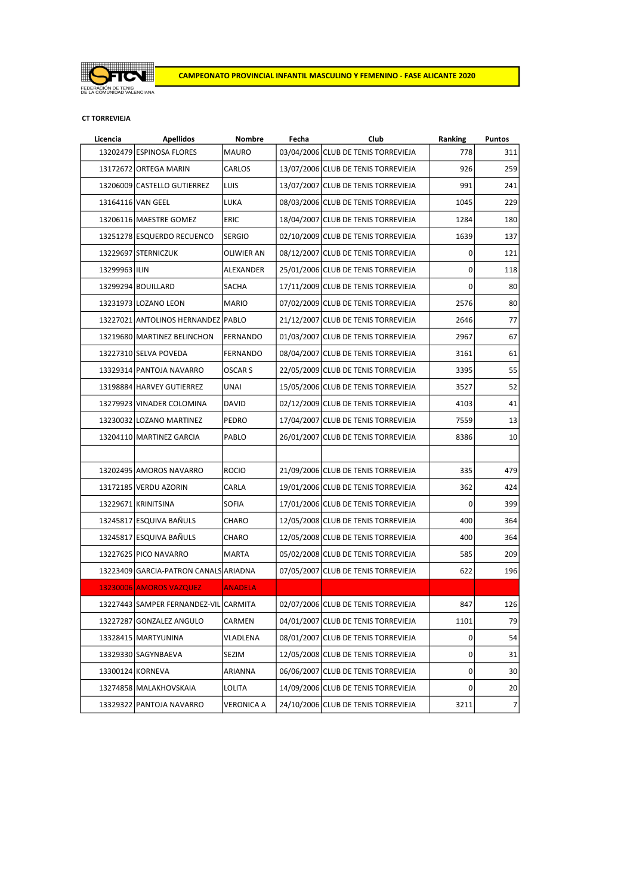FEDERACIÓN DE TENIS DE LA COMUNIDAD VALENCIANA

**CAMPEONATO PROVINCIAL INFANTIL MASCULINO Y FEMENINO - FASE ALICANTE 2020**

**CT TORREVIEJA**

| Licencia | Apellidos | Nombre | Fecha | Club | Ranking | Puntos |
|---|---|---|---|---|---|---|
| 13202479 | ESPINOSA FLORES | MAURO | 03/04/2006 | CLUB DE TENIS TORREVIEJA | 778 | 311 |
| 13172672 | ORTEGA MARIN | CARLOS | 13/07/2006 | CLUB DE TENIS TORREVIEJA | 926 | 259 |
| 13206009 | CASTELLO GUTIERREZ | LUIS | 13/07/2007 | CLUB DE TENIS TORREVIEJA | 991 | 241 |
| 13164116 | VAN GEEL | LUKA | 08/03/2006 | CLUB DE TENIS TORREVIEJA | 1045 | 229 |
| 13206116 | MAESTRE GOMEZ | ERIC | 18/04/2007 | CLUB DE TENIS TORREVIEJA | 1284 | 180 |
| 13251278 | ESQUERDO RECUENCO | SERGIO | 02/10/2009 | CLUB DE TENIS TORREVIEJA | 1639 | 137 |
| 13229697 | STERNICZUK | OLIWIER AN | 08/12/2007 | CLUB DE TENIS TORREVIEJA | 0 | 121 |
| 13299963 | ILIN | ALEXANDER | 25/01/2006 | CLUB DE TENIS TORREVIEJA | 0 | 118 |
| 13299294 | BOUILLARD | SACHA | 17/11/2009 | CLUB DE TENIS TORREVIEJA | 0 | 80 |
| 13231973 | LOZANO LEON | MARIO | 07/02/2009 | CLUB DE TENIS TORREVIEJA | 2576 | 80 |
| 13227021 | ANTOLINOS HERNANDEZ | PABLO | 21/12/2007 | CLUB DE TENIS TORREVIEJA | 2646 | 77 |
| 13219680 | MARTINEZ BELINCHON | FERNANDO | 01/03/2007 | CLUB DE TENIS TORREVIEJA | 2967 | 67 |
| 13227310 | SELVA POVEDA | FERNANDO | 08/04/2007 | CLUB DE TENIS TORREVIEJA | 3161 | 61 |
| 13329314 | PANTOJA NAVARRO | OSCAR S | 22/05/2009 | CLUB DE TENIS TORREVIEJA | 3395 | 55 |
| 13198884 | HARVEY GUTIERREZ | UNAI | 15/05/2006 | CLUB DE TENIS TORREVIEJA | 3527 | 52 |
| 13279923 | VINADER COLOMINA | DAVID | 02/12/2009 | CLUB DE TENIS TORREVIEJA | 4103 | 41 |
| 13230032 | LOZANO MARTINEZ | PEDRO | 17/04/2007 | CLUB DE TENIS TORREVIEJA | 7559 | 13 |
| 13204110 | MARTINEZ GARCIA | PABLO | 26/01/2007 | CLUB DE TENIS TORREVIEJA | 8386 | 10 |
| | | | | | | |
| 13202495 | AMOROS NAVARRO | ROCIO | 21/09/2006 | CLUB DE TENIS TORREVIEJA | 335 | 479 |
| 13172185 | VERDU AZORIN | CARLA | 19/01/2006 | CLUB DE TENIS TORREVIEJA | 362 | 424 |
| 13229671 | KRINITSINA | SOFIA | 17/01/2006 | CLUB DE TENIS TORREVIEJA | 0 | 399 |
| 13245817 | ESQUIVA BAÑULS | CHARO | 12/05/2008 | CLUB DE TENIS TORREVIEJA | 400 | 364 |
| 13245817 | ESQUIVA BAÑULS | CHARO | 12/05/2008 | CLUB DE TENIS TORREVIEJA | 400 | 364 |
| 13227625 | PICO NAVARRO | MARTA | 05/02/2008 | CLUB DE TENIS TORREVIEJA | 585 | 209 |
| 13223409 | GARCIA-PATRON CANALS | ARIADNA | 07/05/2007 | CLUB DE TENIS TORREVIEJA | 622 | 196 |
| 13230006 | AMOROS VAZQUEZ | ANADELA | | | | |
| 13227443 | SAMPER FERNANDEZ-VIL | CARMITA | 02/07/2006 | CLUB DE TENIS TORREVIEJA | 847 | 126 |
| 13227287 | GONZALEZ ANGULO | CARMEN | 04/01/2007 | CLUB DE TENIS TORREVIEJA | 1101 | 79 |
| 13328415 | MARTYUNINA | VLADLENA | 08/01/2007 | CLUB DE TENIS TORREVIEJA | 0 | 54 |
| 13329330 | SAGYNBAEVA | SEZIM | 12/05/2008 | CLUB DE TENIS TORREVIEJA | 0 | 31 |
| 13300124 | KORNEVA | ARIANNA | 06/06/2007 | CLUB DE TENIS TORREVIEJA | 0 | 30 |
| 13274858 | MALAKHOVSKAIA | LOLITA | 14/09/2006 | CLUB DE TENIS TORREVIEJA | 0 | 20 |
| 13329322 | PANTOJA NAVARRO | VERONICA A | 24/10/2006 | CLUB DE TENIS TORREVIEJA | 3211 | 7 |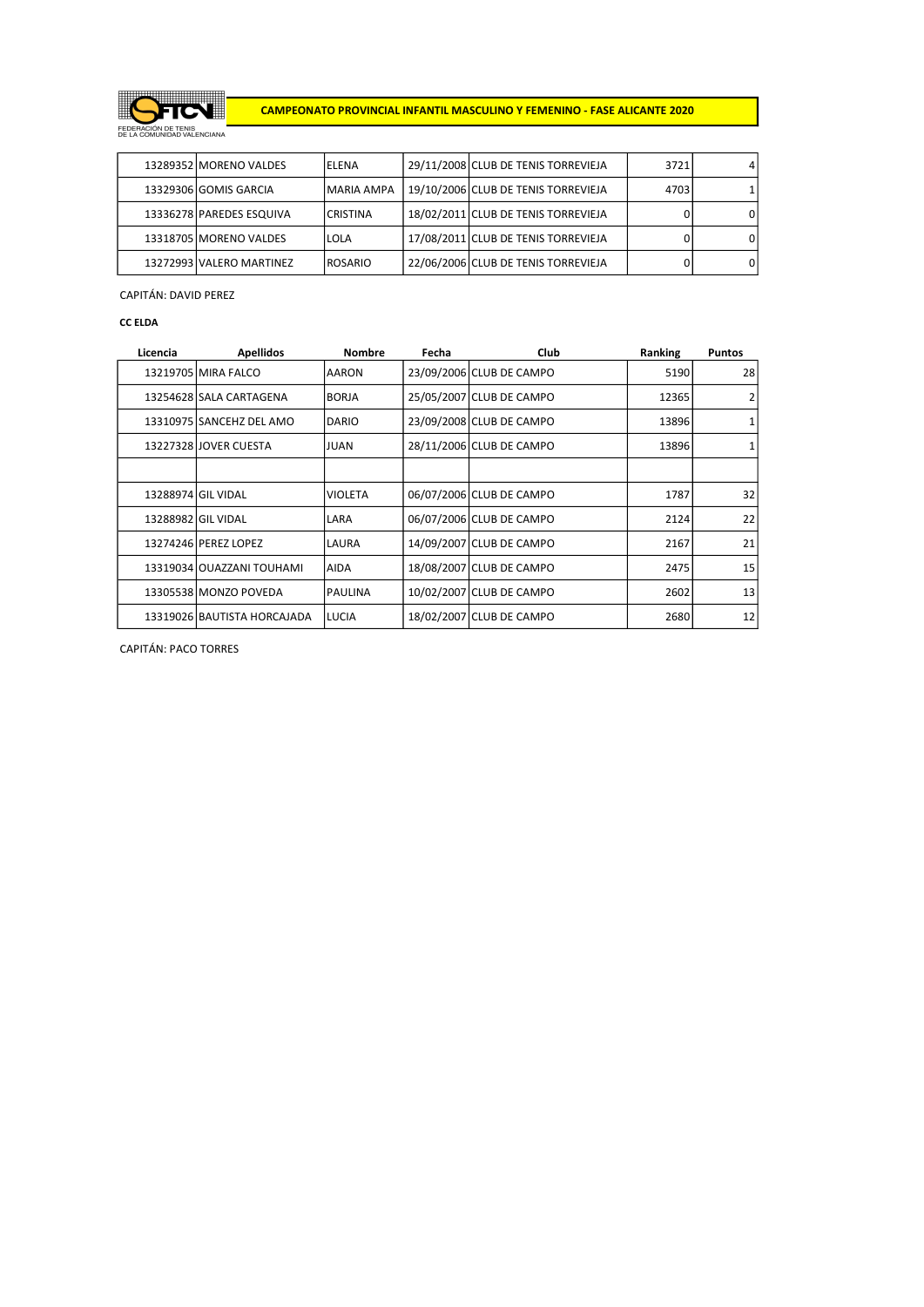**CAMPEONATO PROVINCIAL INFANTIL MASCULINO Y FEMENINO - FASE ALICANTE 2020**

| | | | | | | |
|---|---|---|---|---|---|---|
| 13289352 | MORENO VALDES | ELENA | 29/11/2008 | CLUB DE TENIS TORREVIEJA | 3721 | 4 |
| 13329306 | GOMIS GARCIA | MARIA AMPA | 19/10/2006 | CLUB DE TENIS TORREVIEJA | 4703 | 1 |
| 13336278 | PAREDES ESQUIVA | CRISTINA | 18/02/2011 | CLUB DE TENIS TORREVIEJA | 0 | 0 |
| 13318705 | MORENO VALDES | LOLA | 17/08/2011 | CLUB DE TENIS TORREVIEJA | 0 | 0 |
| 13272993 | VALERO MARTINEZ | ROSARIO | 22/06/2006 | CLUB DE TENIS TORREVIEJA | 0 | 0 |

CAPITÁN: DAVID PEREZ

**CC ELDA**

| Licencia | Apellidos | Nombre | Fecha | Club | Ranking | Puntos |
|---|---|---|---|---|---|---|
| 13219705 | MIRA FALCO | AARON | 23/09/2006 | CLUB DE CAMPO | 5190 | 28 |
| 13254628 | SALA CARTAGENA | BORJA | 25/05/2007 | CLUB DE CAMPO | 12365 | 2 |
| 13310975 | SANCEHZ DEL AMO | DARIO | 23/09/2008 | CLUB DE CAMPO | 13896 | 1 |
| 13227328 | JOVER CUESTA | JUAN | 28/11/2006 | CLUB DE CAMPO | 13896 | 1 |
| | | | | | | |
| 13288974 | GIL VIDAL | VIOLETA | 06/07/2006 | CLUB DE CAMPO | 1787 | 32 |
| 13288982 | GIL VIDAL | LARA | 06/07/2006 | CLUB DE CAMPO | 2124 | 22 |
| 13274246 | PEREZ LOPEZ | LAURA | 14/09/2007 | CLUB DE CAMPO | 2167 | 21 |
| 13319034 | OUAZZANI TOUHAMI | AIDA | 18/08/2007 | CLUB DE CAMPO | 2475 | 15 |
| 13305538 | MONZO POVEDA | PAULINA | 10/02/2007 | CLUB DE CAMPO | 2602 | 13 |
| 13319026 | BAUTISTA HORCAJADA | LUCIA | 18/02/2007 | CLUB DE CAMPO | 2680 | 12 |

CAPITÁN: PACO TORRES